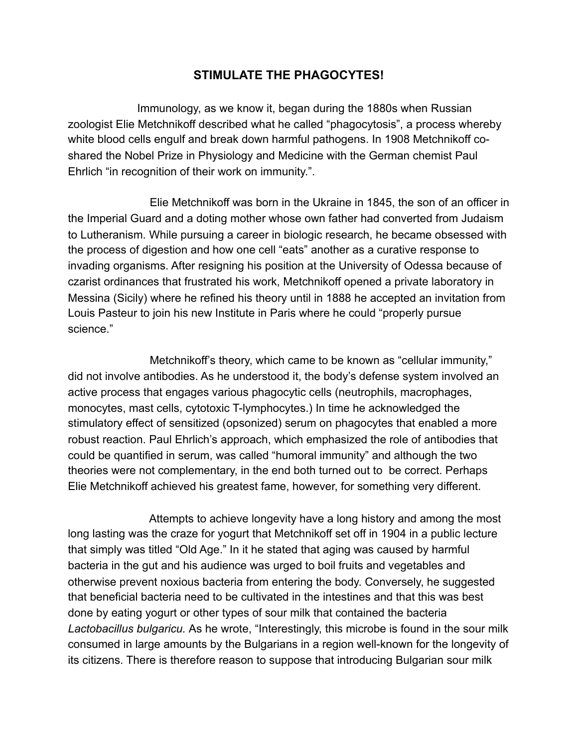# STIMULATE THE PHAGOCYTES!

Immunology, as we know it, began during the 1880s when Russian zoologist Elie Metchnikoff described what he called "phagocytosis", a process whereby white blood cells engulf and break down harmful pathogens. In 1908 Metchnikoff co-shared the Nobel Prize in Physiology and Medicine with the German chemist Paul Ehrlich "in recognition of their work on immunity.".

Elie Metchnikoff was born in the Ukraine in 1845, the son of an officer in the Imperial Guard and a doting mother whose own father had converted from Judaism to Lutheranism. While pursuing a career in biologic research, he became obsessed with the process of digestion and how one cell "eats" another as a curative response to invading organisms. After resigning his position at the University of Odessa because of czarist ordinances that frustrated his work, Metchnikoff opened a private laboratory in Messina (Sicily) where he refined his theory until in 1888 he accepted an invitation from Louis Pasteur to join his new Institute in Paris where he could "properly pursue science."

Metchnikoff's theory, which came to be known as "cellular immunity," did not involve antibodies. As he understood it, the body's defense system involved an active process that engages various phagocytic cells (neutrophils, macrophages, monocytes, mast cells, cytotoxic T-lymphocytes.) In time he acknowledged the stimulatory effect of sensitized (opsonized) serum on phagocytes that enabled a more robust reaction. Paul Ehrlich's approach, which emphasized the role of antibodies that could be quantified in serum, was called "humoral immunity" and although the two theories were not complementary, in the end both turned out to be correct. Perhaps Elie Metchnikoff achieved his greatest fame, however, for something very different.

Attempts to achieve longevity have a long history and among the most long lasting was the craze for yogurt that Metchnikoff set off in 1904 in a public lecture that simply was titled "Old Age." In it he stated that aging was caused by harmful bacteria in the gut and his audience was urged to boil fruits and vegetables and otherwise prevent noxious bacteria from entering the body. Conversely, he suggested that beneficial bacteria need to be cultivated in the intestines and that this was best done by eating yogurt or other types of sour milk that contained the bacteria *Lactobacillus bulgaricu*. As he wrote, "Interestingly, this microbe is found in the sour milk consumed in large amounts by the Bulgarians in a region well-known for the longevity of its citizens. There is therefore reason to suppose that introducing Bulgarian sour milk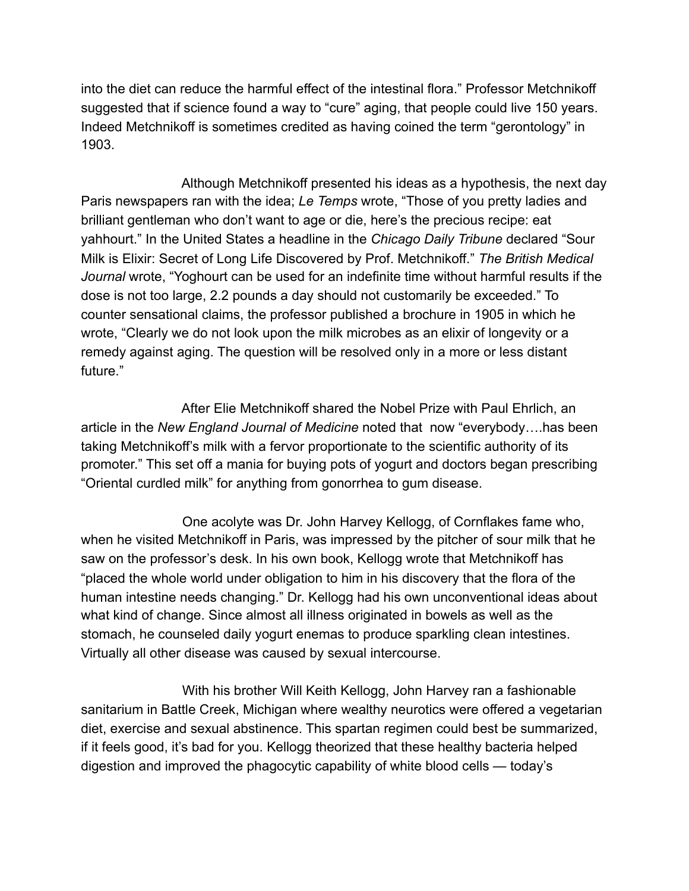into the diet can reduce the harmful effect of the intestinal flora." Professor Metchnikoff suggested that if science found a way to "cure" aging, that people could live 150 years. Indeed Metchnikoff is sometimes credited as having coined the term "gerontology" in 1903.

Although Metchnikoff presented his ideas as a hypothesis, the next day Paris newspapers ran with the idea; *Le Temps* wrote, "Those of you pretty ladies and brilliant gentleman who don't want to age or die, here's the precious recipe: eat yahhourt." In the United States a headline in the *Chicago Daily Tribune* declared "Sour Milk is Elixir: Secret of Long Life Discovered by Prof. Metchnikoff." *The British Medical Journal* wrote, "Yoghourt can be used for an indefinite time without harmful results if the dose is not too large, 2.2 pounds a day should not customarily be exceeded." To counter sensational claims, the professor published a brochure in 1905 in which he wrote, "Clearly we do not look upon the milk microbes as an elixir of longevity or a remedy against aging. The question will be resolved only in a more or less distant future."

After Elie Metchnikoff shared the Nobel Prize with Paul Ehrlich, an article in the *New England Journal of Medicine* noted that now "everybody….has been taking Metchnikoff's milk with a fervor proportionate to the scientific authority of its promoter." This set off a mania for buying pots of yogurt and doctors began prescribing "Oriental curdled milk" for anything from gonorrhea to gum disease.

One acolyte was Dr. John Harvey Kellogg, of Cornflakes fame who, when he visited Metchnikoff in Paris, was impressed by the pitcher of sour milk that he saw on the professor's desk. In his own book, Kellogg wrote that Metchnikoff has "placed the whole world under obligation to him in his discovery that the flora of the human intestine needs changing." Dr. Kellogg had his own unconventional ideas about what kind of change. Since almost all illness originated in bowels as well as the stomach, he counseled daily yogurt enemas to produce sparkling clean intestines. Virtually all other disease was caused by sexual intercourse.

With his brother Will Keith Kellogg, John Harvey ran a fashionable sanitarium in Battle Creek, Michigan where wealthy neurotics were offered a vegetarian diet, exercise and sexual abstinence. This spartan regimen could best be summarized, if it feels good, it's bad for you. Kellogg theorized that these healthy bacteria helped digestion and improved the phagocytic capability of white blood cells — today's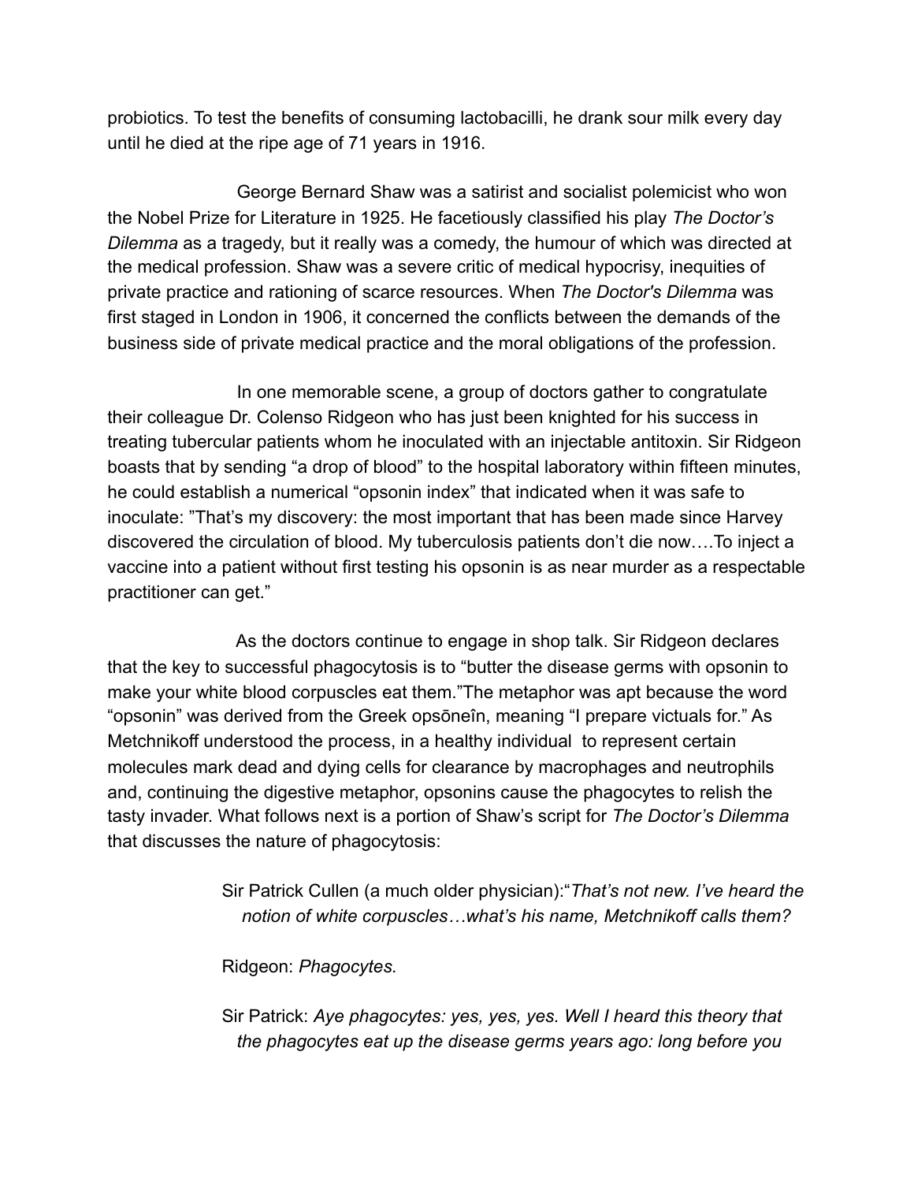probiotics. To test the benefits of consuming lactobacilli, he drank sour milk every day until he died at the ripe age of 71 years in 1916.

George Bernard Shaw was a satirist and socialist polemicist who won the Nobel Prize for Literature in 1925. He facetiously classified his play *The Doctor's Dilemma* as a tragedy, but it really was a comedy, the humour of which was directed at the medical profession. Shaw was a severe critic of medical hypocrisy, inequities of private practice and rationing of scarce resources. When *The Doctor's Dilemma* was first staged in London in 1906, it concerned the conflicts between the demands of the business side of private medical practice and the moral obligations of the profession.

In one memorable scene, a group of doctors gather to congratulate their colleague Dr. Colenso Ridgeon who has just been knighted for his success in treating tubercular patients whom he inoculated with an injectable antitoxin. Sir Ridgeon boasts that by sending "a drop of blood" to the hospital laboratory within fifteen minutes, he could establish a numerical "opsonin index" that indicated when it was safe to inoculate: "That's my discovery: the most important that has been made since Harvey discovered the circulation of blood. My tuberculosis patients don't die now….To inject a vaccine into a patient without first testing his opsonin is as near murder as a respectable practitioner can get."

As the doctors continue to engage in shop talk. Sir Ridgeon declares that the key to successful phagocytosis is to "butter the disease germs with opsonin to make your white blood corpuscles eat them."The metaphor was apt because the word "opsonin" was derived from the Greek opsōneîn, meaning "I prepare victuals for." As Metchnikoff understood the process, in a healthy individual to represent certain molecules mark dead and dying cells for clearance by macrophages and neutrophils and, continuing the digestive metaphor, opsonins cause the phagocytes to relish the tasty invader. What follows next is a portion of Shaw's script for *The Doctor's Dilemma* that discusses the nature of phagocytosis:

> Sir Patrick Cullen (a much older physician):"*That's not new. I've heard the notion of white corpuscles…what's his name, Metchnikoff calls them?*
>
> Ridgeon: *Phagocytes.*
>
> Sir Patrick: *Aye phagocytes: yes, yes, yes. Well I heard this theory that the phagocytes eat up the disease germs years ago: long before you*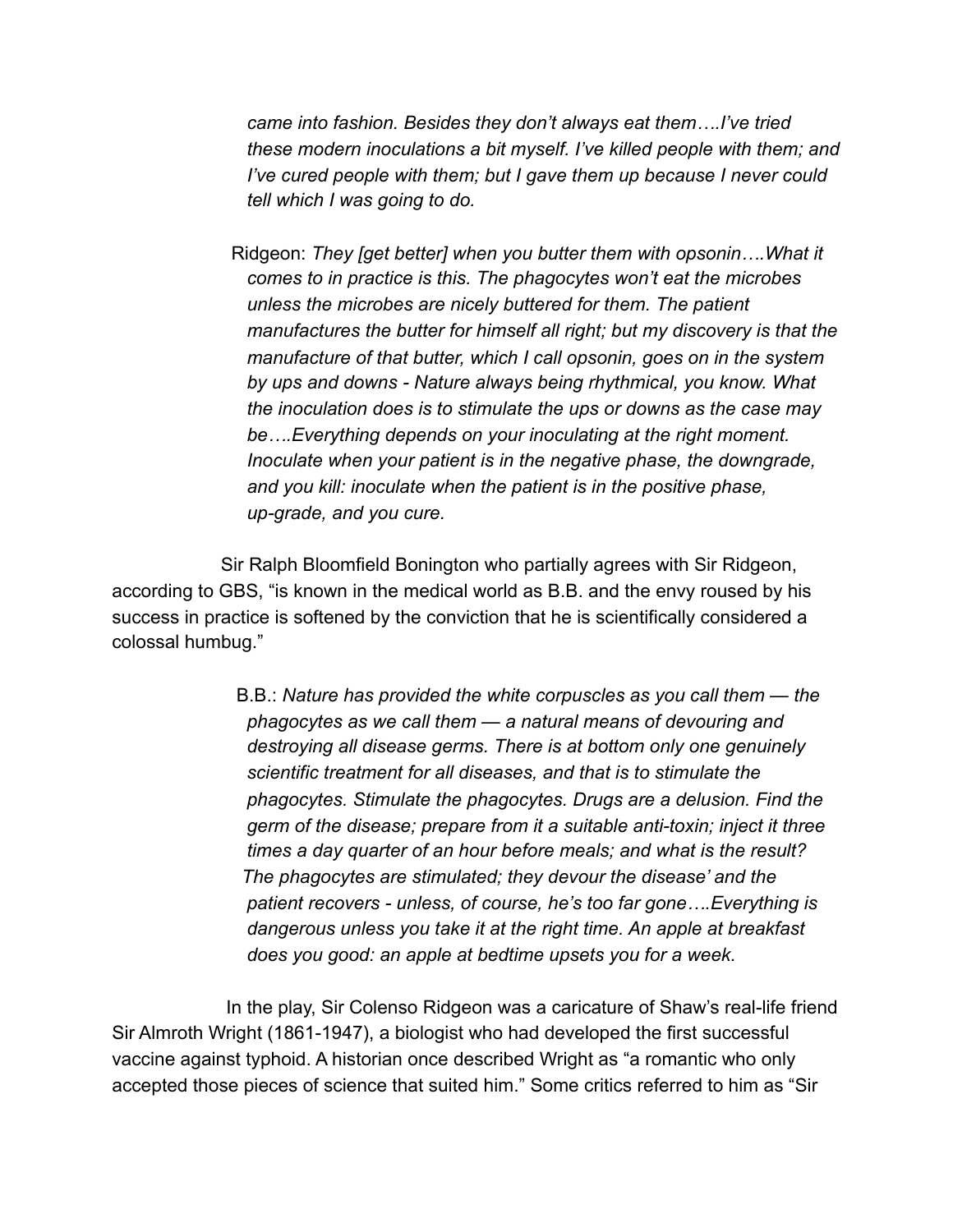*came into fashion. Besides they don't always eat them….I've tried these modern inoculations a bit myself. I've killed people with them; and I've cured people with them; but I gave them up because I never could tell which I was going to do.*

Ridgeon: *They [get better] when you butter them with opsonin….What it comes to in practice is this. The phagocytes won't eat the microbes unless the microbes are nicely buttered for them. The patient manufactures the butter for himself all right; but my discovery is that the manufacture of that butter, which I call opsonin, goes on in the system by ups and downs - Nature always being rhythmical, you know. What the inoculation does is to stimulate the ups or downs as the case may be….Everything depends on your inoculating at the right moment. Inoculate when your patient is in the negative phase, the downgrade, and you kill: inoculate when the patient is in the positive phase, up-grade, and you cure.*

Sir Ralph Bloomfield Bonington who partially agrees with Sir Ridgeon, according to GBS, "is known in the medical world as B.B. and the envy roused by his success in practice is softened by the conviction that he is scientifically considered a colossal humbug."

B.B.: *Nature has provided the white corpuscles as you call them — the phagocytes as we call them — a natural means of devouring and destroying all disease germs. There is at bottom only one genuinely scientific treatment for all diseases, and that is to stimulate the phagocytes. Stimulate the phagocytes. Drugs are a delusion. Find the germ of the disease; prepare from it a suitable anti-toxin; inject it three times a day quarter of an hour before meals; and what is the result? The phagocytes are stimulated; they devour the disease' and the patient recovers - unless, of course, he's too far gone….Everything is dangerous unless you take it at the right time. An apple at breakfast does you good: an apple at bedtime upsets you for a week.*

In the play, Sir Colenso Ridgeon was a caricature of Shaw's real-life friend Sir Almroth Wright (1861-1947), a biologist who had developed the first successful vaccine against typhoid. A historian once described Wright as "a romantic who only accepted those pieces of science that suited him." Some critics referred to him as "Sir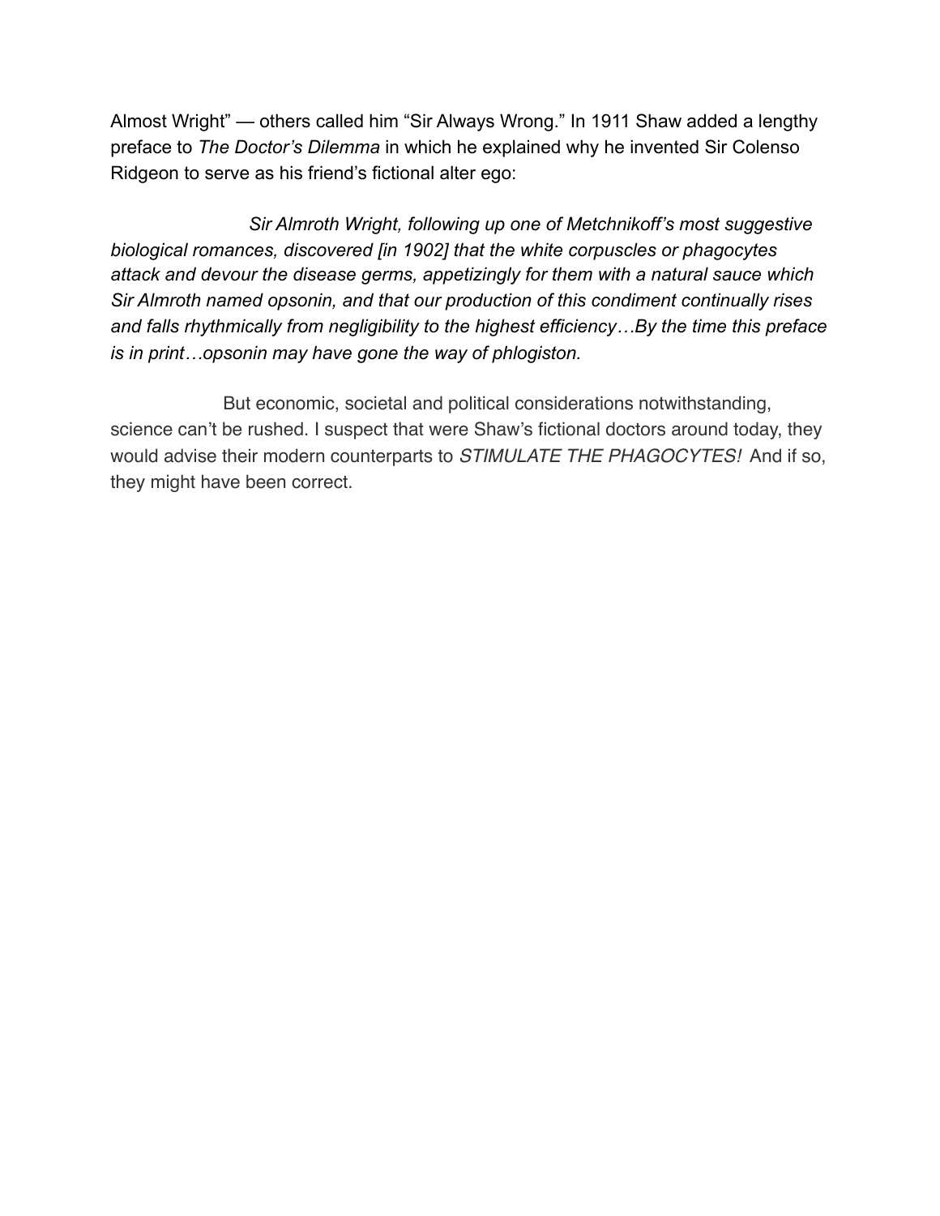Almost Wright" — others called him "Sir Always Wrong." In 1911 Shaw added a lengthy preface to *The Doctor's Dilemma* in which he explained why he invented Sir Colenso Ridgeon to serve as his friend's fictional alter ego:

> *Sir Almroth Wright, following up one of Metchnikoff's most suggestive biological romances, discovered [in 1902] that the white corpuscles or phagocytes attack and devour the disease germs, appetizingly for them with a natural sauce which Sir Almroth named opsonin, and that our production of this condiment continually rises and falls rhythmically from negligibility to the highest efficiency…By the time this preface is in print…opsonin may have gone the way of phlogiston.*

But economic, societal and political considerations notwithstanding, science can't be rushed. I suspect that were Shaw's fictional doctors around today, they would advise their modern counterparts to *STIMULATE THE PHAGOCYTES!* And if so, they might have been correct.